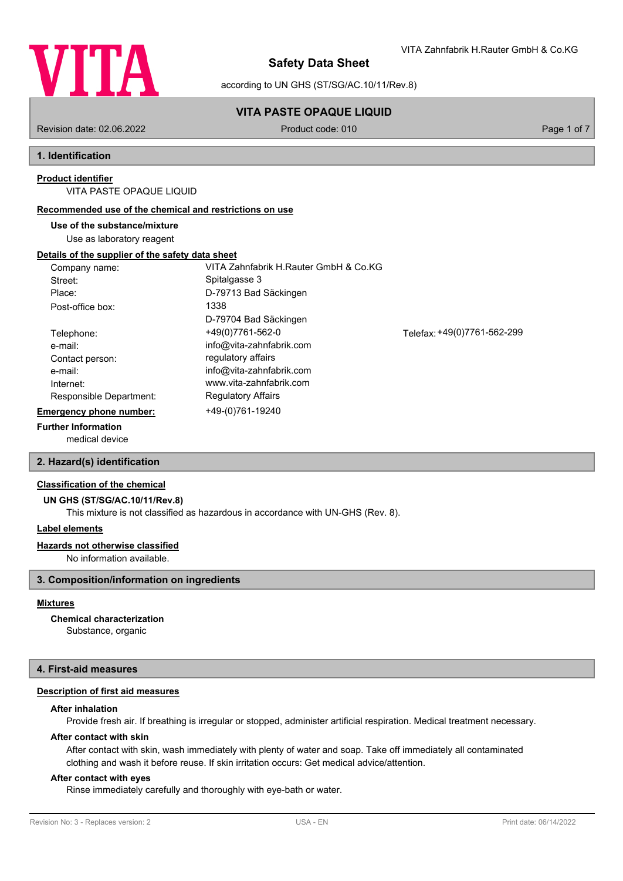# Safety Data Sheet

according to UN GHS (ST/SG/AC.10/11/Rev.8)

## VITA PASTE OPAQUE LIQUID

Revision date: 02.06.2022 | Product code: 010

## 1. Identification

**Product identifier**

VITA PASTE OPAQUE LIQUID

**Recommended use of the chemical and restrictions on use**

**Use of the substance/mixture**

Use as laboratory reagent

**Details of the supplier of the safety data sheet**

| | |
|---|---|
| Company name: | VITA Zahnfabrik H.Rauter GmbH & Co.KG |
| Street: | Spitalgasse 3 |
| Place: | D-79713 Bad Säckingen |
| Post-office box: | 1338<br>D-79704 Bad Säckingen |
| Telephone: | +49(0)7761-562-0 |
| Telefax: | +49(0)7761-562-299 |
| e-mail: | info@vita-zahnfabrik.com |
| Contact person: | regulatory affairs |
| e-mail: | info@vita-zahnfabrik.com |
| Internet: | www.vita-zahnfabrik.com |
| Responsible Department: | Regulatory Affairs |

**Emergency phone number:** +49-(0)761-19240

**Further Information**

medical device

## 2. Hazard(s) identification

**Classification of the chemical**

**UN GHS (ST/SG/AC.10/11/Rev.8)**

This mixture is not classified as hazardous in accordance with UN-GHS (Rev. 8).

**Label elements**

**Hazards not otherwise classified**

No information available.

## 3. Composition/information on ingredients

**Mixtures**

**Chemical characterization**

Substance, organic

## 4. First-aid measures

**Description of first aid measures**

**After inhalation**

Provide fresh air. If breathing is irregular or stopped, administer artificial respiration. Medical treatment necessary.

**After contact with skin**

After contact with skin, wash immediately with plenty of water and soap. Take off immediately all contaminated clothing and wash it before reuse. If skin irritation occurs: Get medical advice/attention.

**After contact with eyes**

Rinse immediately carefully and thoroughly with eye-bath or water.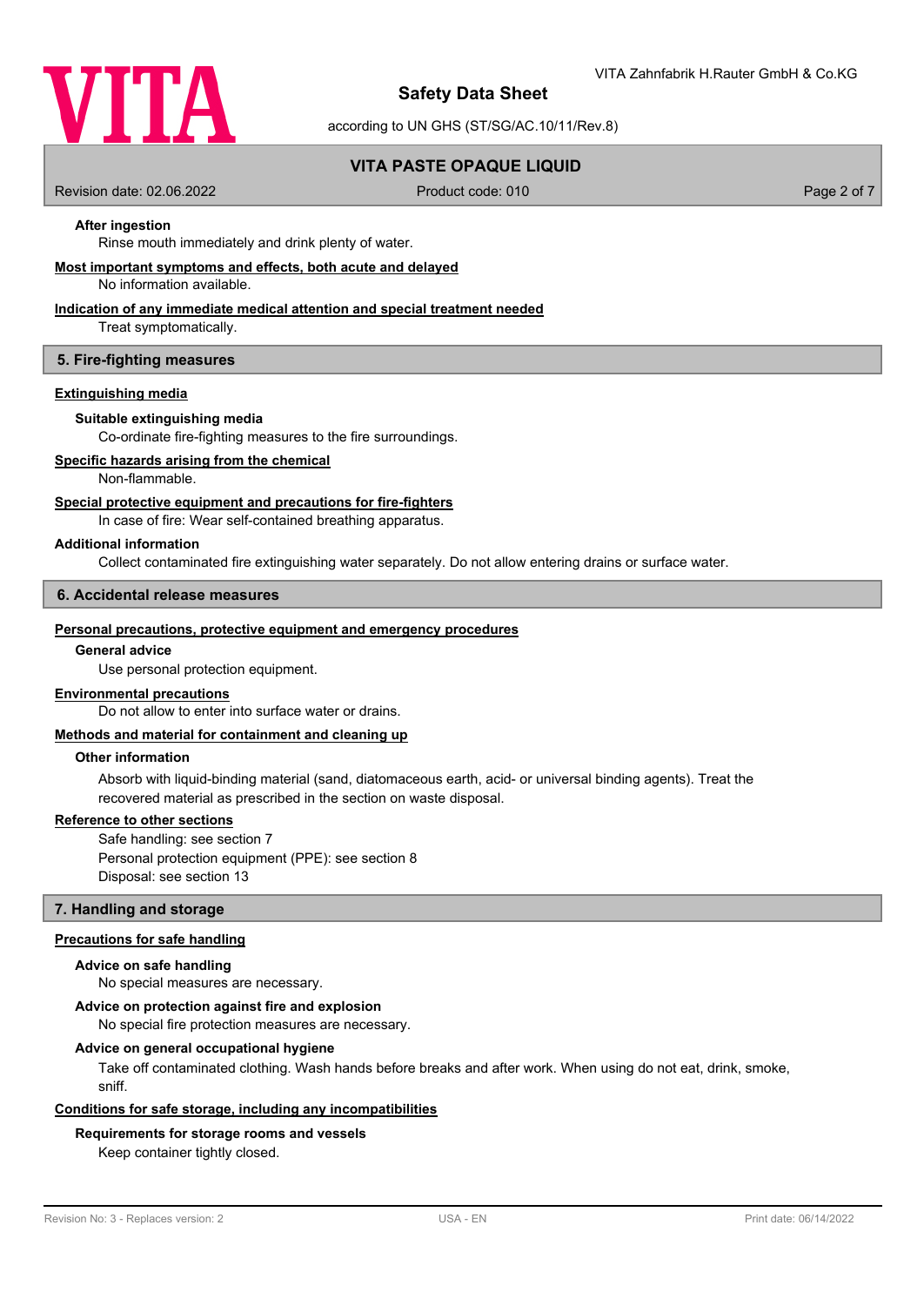#### After ingestion

Rinse mouth immediately and drink plenty of water.

### Most important symptoms and effects, both acute and delayed

No information available.

### Indication of any immediate medical attention and special treatment needed

Treat symptomatically.

## 5. Fire-fighting measures

### Extinguishing media

#### Suitable extinguishing media

Co-ordinate fire-fighting measures to the fire surroundings.

### Specific hazards arising from the chemical

Non-flammable.

### Special protective equipment and precautions for fire-fighters

In case of fire: Wear self-contained breathing apparatus.

#### Additional information

Collect contaminated fire extinguishing water separately. Do not allow entering drains or surface water.

## 6. Accidental release measures

### Personal precautions, protective equipment and emergency procedures

#### General advice

Use personal protection equipment.

### Environmental precautions

Do not allow to enter into surface water or drains.

### Methods and material for containment and cleaning up

#### Other information

Absorb with liquid-binding material (sand, diatomaceous earth, acid- or universal binding agents). Treat the recovered material as prescribed in the section on waste disposal.

### Reference to other sections

Safe handling: see section 7
Personal protection equipment (PPE): see section 8
Disposal: see section 13

## 7. Handling and storage

### Precautions for safe handling

#### Advice on safe handling

No special measures are necessary.

#### Advice on protection against fire and explosion

No special fire protection measures are necessary.

#### Advice on general occupational hygiene

Take off contaminated clothing. Wash hands before breaks and after work. When using do not eat, drink, smoke, sniff.

### Conditions for safe storage, including any incompatibilities

#### Requirements for storage rooms and vessels

Keep container tightly closed.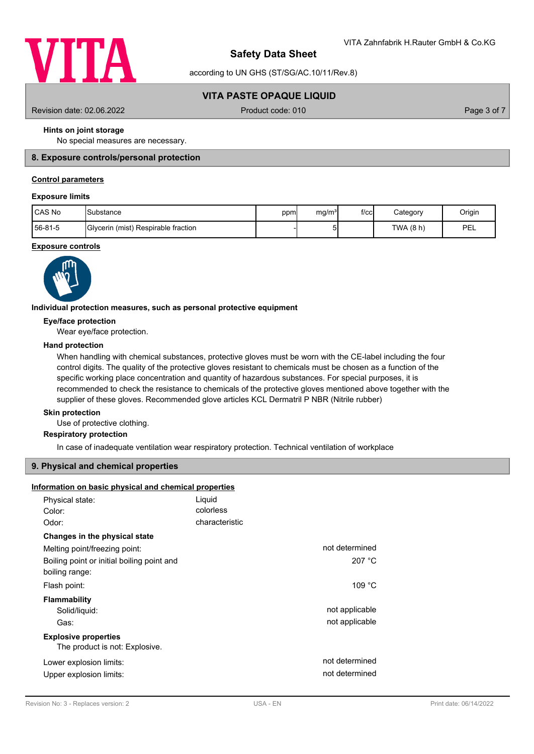**Hints on joint storage**

No special measures are necessary.

## 8. Exposure controls/personal protection

### Control parameters

**Exposure limits**

| CAS No | Substance | ppm | mg/m³ | f/cc | Category | Origin |
|---|---|---|---|---|---|---|
| 56-81-5 | Glycerin (mist) Respirable fraction | - | 5 | | TWA (8 h) | PEL |

### Exposure controls

**Individual protection measures, such as personal protective equipment**

**Eye/face protection**

Wear eye/face protection.

**Hand protection**

When handling with chemical substances, protective gloves must be worn with the CE-label including the four control digits. The quality of the protective gloves resistant to chemicals must be chosen as a function of the specific working place concentration and quantity of hazardous substances. For special purposes, it is recommended to check the resistance to chemicals of the protective gloves mentioned above together with the supplier of these gloves. Recommended glove articles KCL Dermatril P NBR (Nitrile rubber)

**Skin protection**

Use of protective clothing.

**Respiratory protection**

In case of inadequate ventilation wear respiratory protection. Technical ventilation of workplace

## 9. Physical and chemical properties

### Information on basic physical and chemical properties

Physical state: Liquid
Color: colorless
Odor: characteristic

**Changes in the physical state**

Melting point/freezing point: not determined
Boiling point or initial boiling point and boiling range: 207 °C
Flash point: 109 °C

**Flammability**

Solid/liquid: not applicable
Gas: not applicable

**Explosive properties**

The product is not: Explosive.

Lower explosion limits: not determined
Upper explosion limits: not determined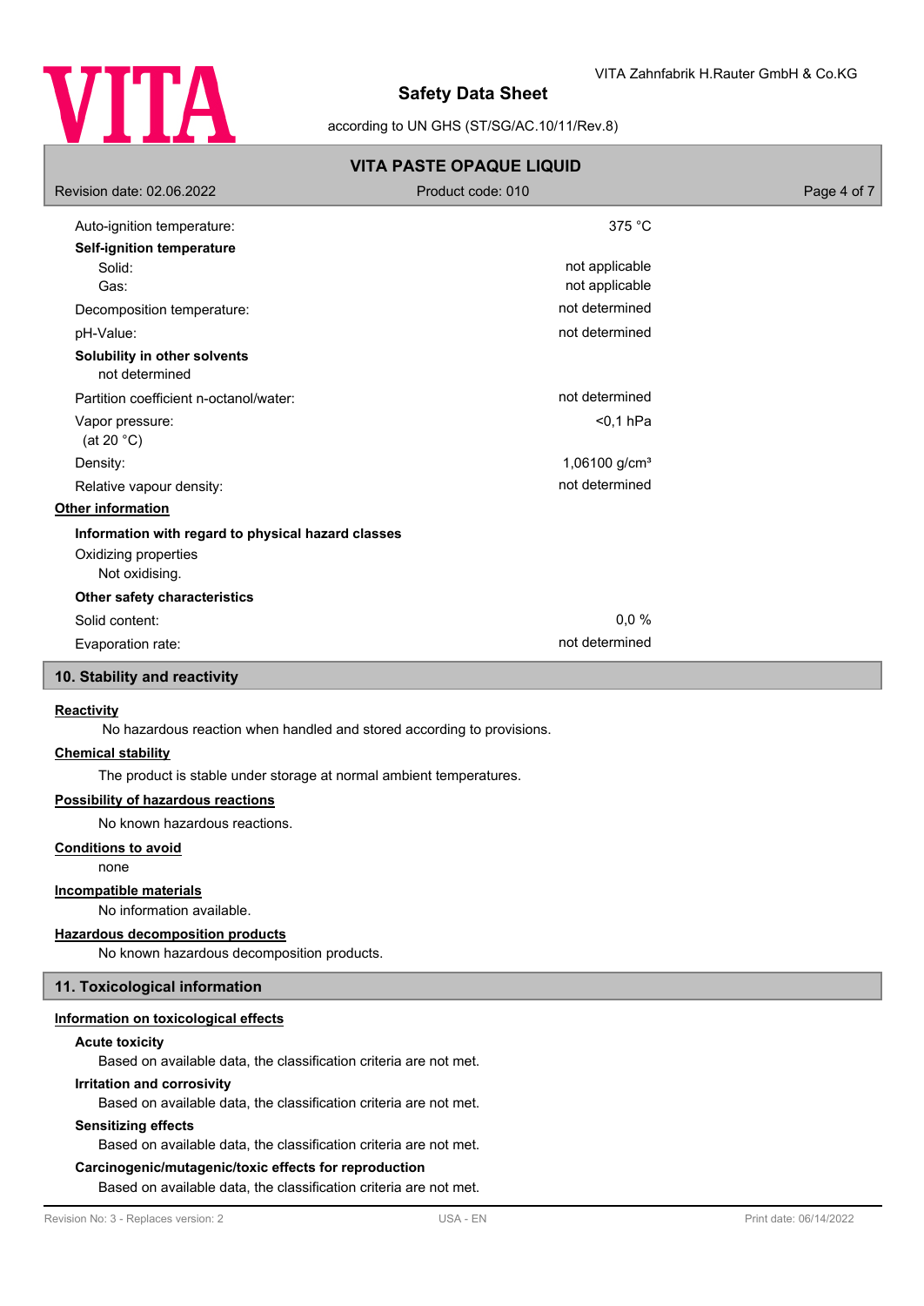| | |
|---|---|
| Auto-ignition temperature: | 375 °C |
| **Self-ignition temperature** | |
| Solid: | not applicable |
| Gas: | not applicable |
| Decomposition temperature: | not determined |
| pH-Value: | not determined |

**Solubility in other solvents**

not determined

| | |
|---|---|
| Partition coefficient n-octanol/water: | not determined |
| Vapor pressure: (at 20 °C) | <0,1 hPa |
| Density: | 1,06100 g/cm³ |
| Relative vapour density: | not determined |

**Other information**

**Information with regard to physical hazard classes**

Oxidizing properties

Not oxidising.

**Other safety characteristics**

| | |
|---|---|
| Solid content: | 0,0 % |
| Evaporation rate: | not determined |

## 10. Stability and reactivity

**Reactivity**

No hazardous reaction when handled and stored according to provisions.

**Chemical stability**

The product is stable under storage at normal ambient temperatures.

**Possibility of hazardous reactions**

No known hazardous reactions.

**Conditions to avoid**

none

**Incompatible materials**

No information available.

**Hazardous decomposition products**

No known hazardous decomposition products.

## 11. Toxicological information

**Information on toxicological effects**

**Acute toxicity**

Based on available data, the classification criteria are not met.

**Irritation and corrosivity**

Based on available data, the classification criteria are not met.

**Sensitizing effects**

Based on available data, the classification criteria are not met.

**Carcinogenic/mutagenic/toxic effects for reproduction**

Based on available data, the classification criteria are not met.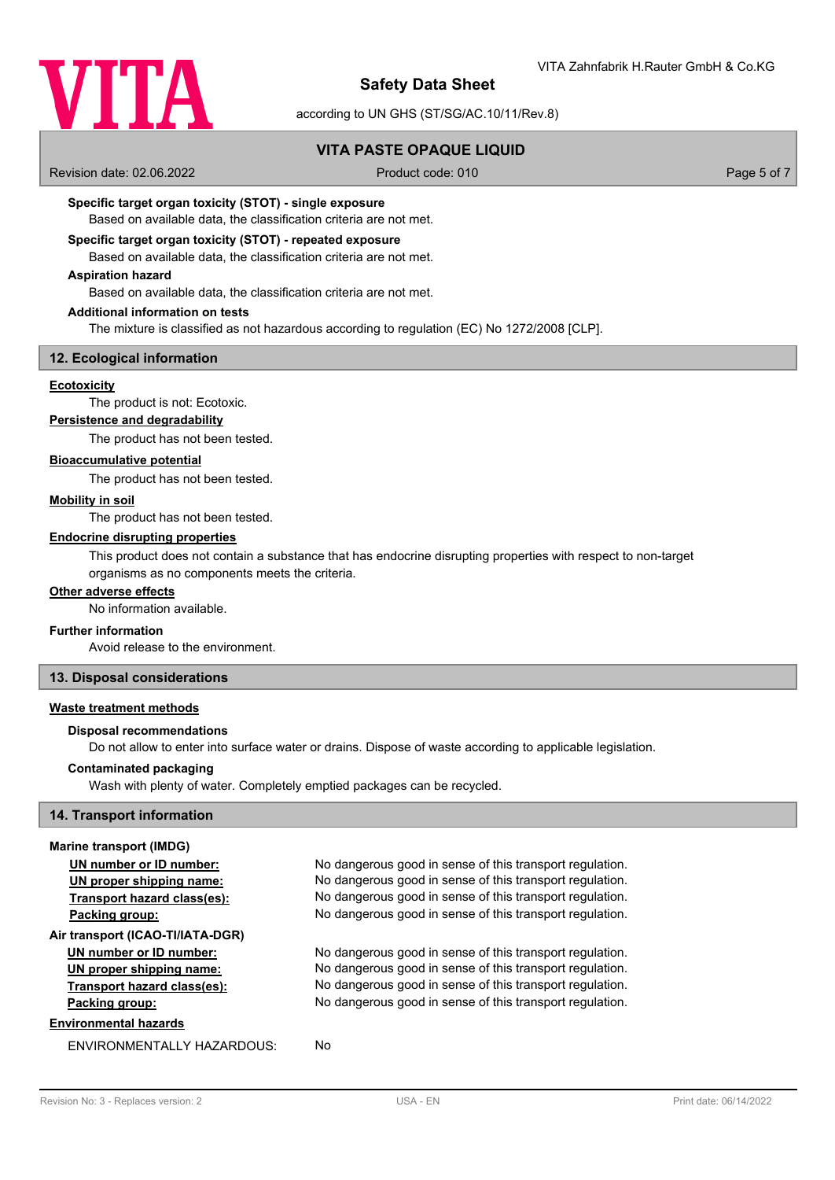### Specific target organ toxicity (STOT) - single exposure

Based on available data, the classification criteria are not met.

### Specific target organ toxicity (STOT) - repeated exposure

Based on available data, the classification criteria are not met.

### Aspiration hazard

Based on available data, the classification criteria are not met.

### Additional information on tests

The mixture is classified as not hazardous according to regulation (EC) No 1272/2008 [CLP].

## 12. Ecological information

**Ecotoxicity**

The product is not: Ecotoxic.

**Persistence and degradability**

The product has not been tested.

**Bioaccumulative potential**

The product has not been tested.

**Mobility in soil**

The product has not been tested.

**Endocrine disrupting properties**

This product does not contain a substance that has endocrine disrupting properties with respect to non-target organisms as no components meets the criteria.

**Other adverse effects**

No information available.

**Further information**

Avoid release to the environment.

## 13. Disposal considerations

**Waste treatment methods**

**Disposal recommendations**

Do not allow to enter into surface water or drains. Dispose of waste according to applicable legislation.

**Contaminated packaging**

Wash with plenty of water. Completely emptied packages can be recycled.

## 14. Transport information

**Marine transport (IMDG)**

| | |
|---|---|
| UN number or ID number: | No dangerous good in sense of this transport regulation. |
| UN proper shipping name: | No dangerous good in sense of this transport regulation. |
| Transport hazard class(es): | No dangerous good in sense of this transport regulation. |
| Packing group: | No dangerous good in sense of this transport regulation. |

**Air transport (ICAO-TI/IATA-DGR)**

| | |
|---|---|
| UN number or ID number: | No dangerous good in sense of this transport regulation. |
| UN proper shipping name: | No dangerous good in sense of this transport regulation. |
| Transport hazard class(es): | No dangerous good in sense of this transport regulation. |
| Packing group: | No dangerous good in sense of this transport regulation. |

**Environmental hazards**

ENVIRONMENTALLY HAZARDOUS: No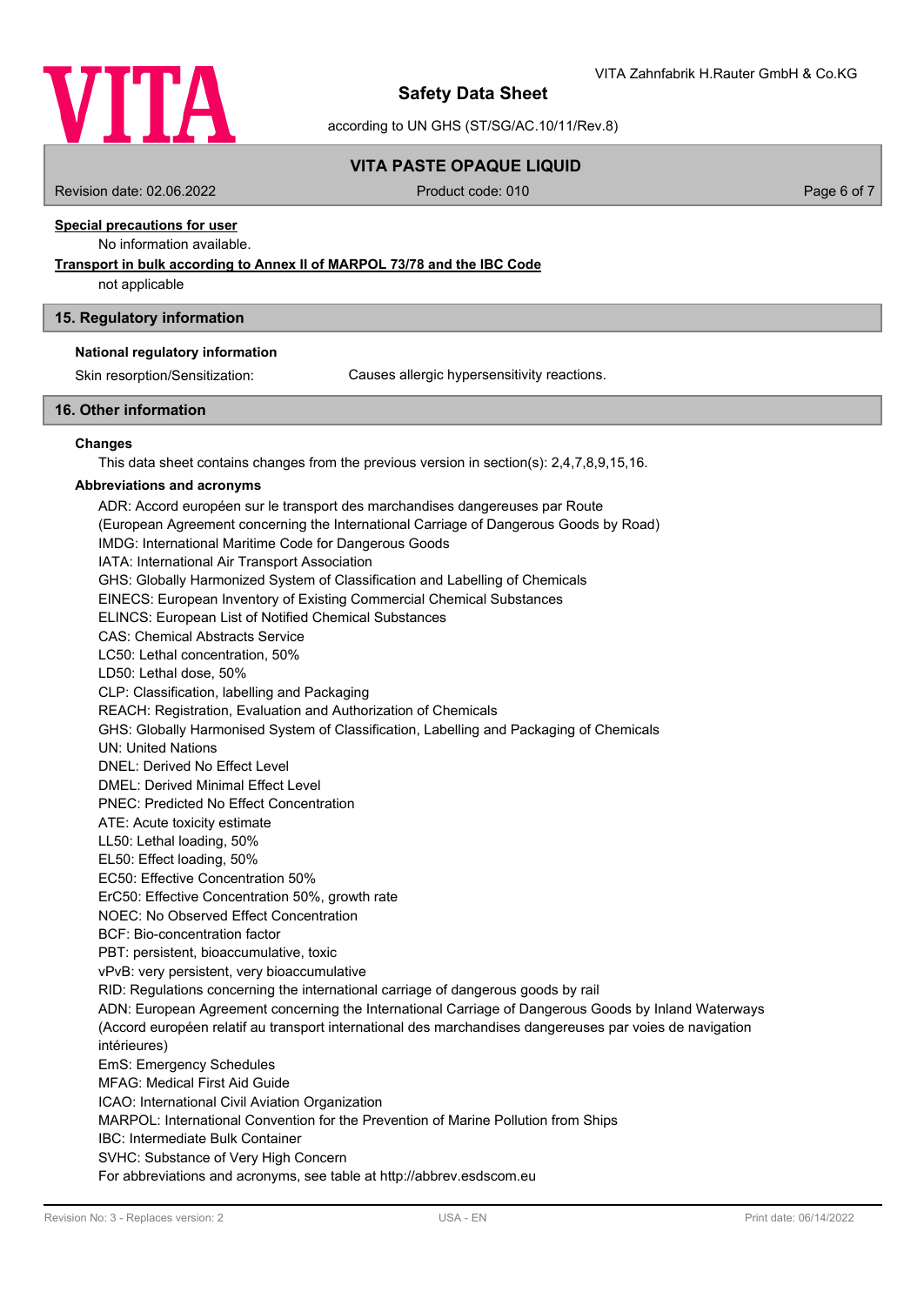**Special precautions for user**

No information available.

**Transport in bulk according to Annex II of MARPOL 73/78 and the IBC Code**

not applicable

## 15. Regulatory information

### National regulatory information

Skin resorption/Sensitization: Causes allergic hypersensitivity reactions.

## 16. Other information

### Changes

This data sheet contains changes from the previous version in section(s): 2,4,7,8,9,15,16.

### Abbreviations and acronyms

ADR: Accord européen sur le transport des marchandises dangereuses par Route
(European Agreement concerning the International Carriage of Dangerous Goods by Road)
IMDG: International Maritime Code for Dangerous Goods
IATA: International Air Transport Association
GHS: Globally Harmonized System of Classification and Labelling of Chemicals
EINECS: European Inventory of Existing Commercial Chemical Substances
ELINCS: European List of Notified Chemical Substances
CAS: Chemical Abstracts Service
LC50: Lethal concentration, 50%
LD50: Lethal dose, 50%
CLP: Classification, labelling and Packaging
REACH: Registration, Evaluation and Authorization of Chemicals
GHS: Globally Harmonised System of Classification, Labelling and Packaging of Chemicals
UN: United Nations
DNEL: Derived No Effect Level
DMEL: Derived Minimal Effect Level
PNEC: Predicted No Effect Concentration
ATE: Acute toxicity estimate
LL50: Lethal loading, 50%
EL50: Effect loading, 50%
EC50: Effective Concentration 50%
ErC50: Effective Concentration 50%, growth rate
NOEC: No Observed Effect Concentration
BCF: Bio-concentration factor
PBT: persistent, bioaccumulative, toxic
vPvB: very persistent, very bioaccumulative
RID: Regulations concerning the international carriage of dangerous goods by rail
ADN: European Agreement concerning the International Carriage of Dangerous Goods by Inland Waterways
(Accord européen relatif au transport international des marchandises dangereuses par voies de navigation intérieures)
EmS: Emergency Schedules
MFAG: Medical First Aid Guide
ICAO: International Civil Aviation Organization
MARPOL: International Convention for the Prevention of Marine Pollution from Ships
IBC: Intermediate Bulk Container
SVHC: Substance of Very High Concern
For abbreviations and acronyms, see table at http://abbrev.esdscom.eu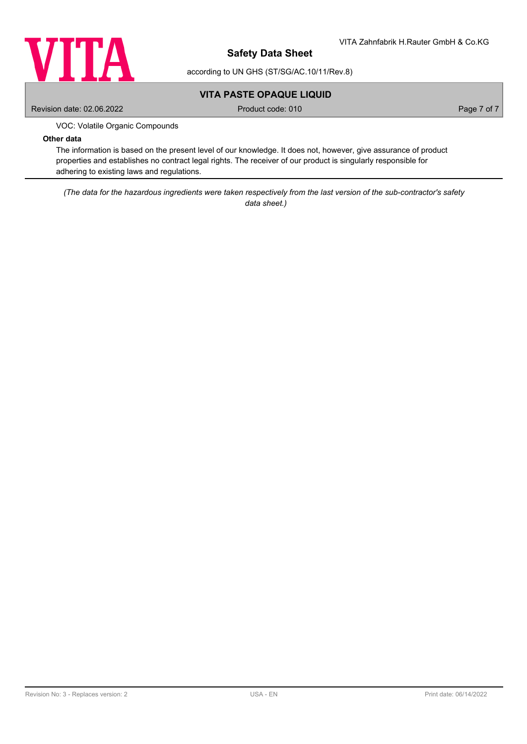VOC: Volatile Organic Compounds

**Other data**

The information is based on the present level of our knowledge. It does not, however, give assurance of product properties and establishes no contract legal rights. The receiver of our product is singularly responsible for adhering to existing laws and regulations.

---

*(The data for the hazardous ingredients were taken respectively from the last version of the sub-contractor's safety data sheet.)*